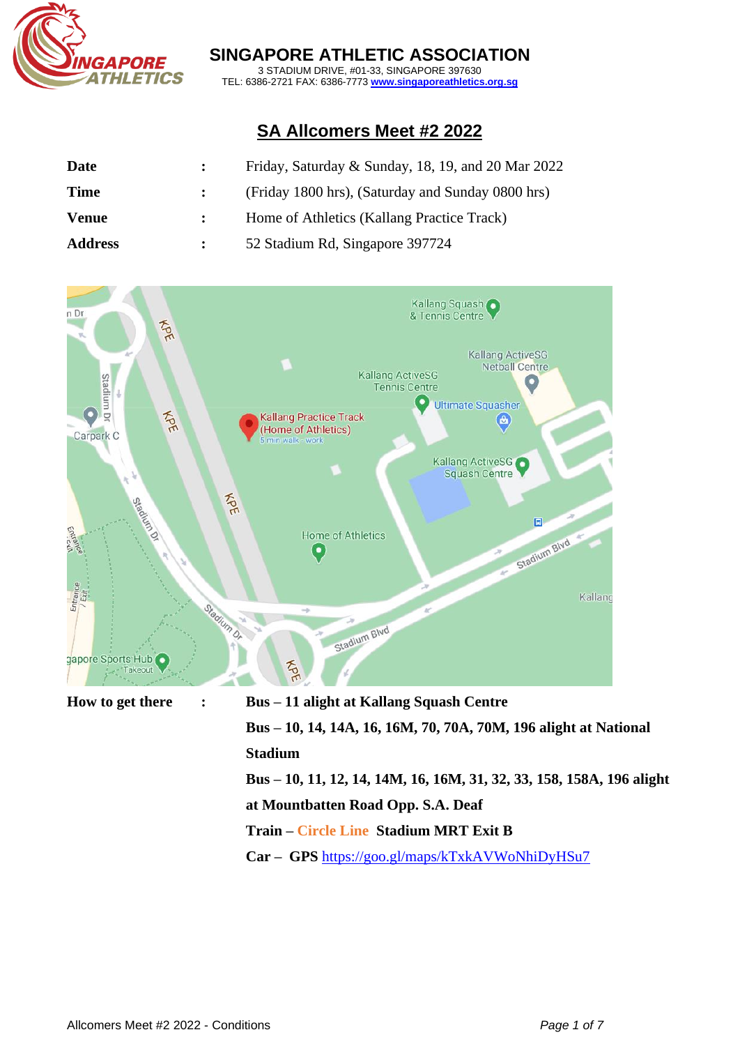**SINGAPORE ATHLETIC ASSOCIATION**
3 STADIUM DRIVE, #01-33, SINGAPORE 397630
TEL: 6386-2721 FAX: 6386-7773 www.singaporeathletics.org.sg

# SA Allcomers Meet #2 2022

| | | |
|---|---|---|
| **Date** | **:** | Friday, Saturday & Sunday, 18, 19, and 20 Mar 2022 |
| **Time** | **:** | (Friday 1800 hrs), (Saturday and Sunday 0800 hrs) |
| **Venue** | **:** | Home of Athletics (Kallang Practice Track) |
| **Address** | **:** | 52 Stadium Rd, Singapore 397724 |

**How to get there :**

**Bus – 11 alight at Kallang Squash Centre**

**Bus – 10, 14, 14A, 16, 16M, 70, 70A, 70M, 196 alight at National Stadium**

**Bus – 10, 11, 12, 14, 14M, 16, 16M, 31, 32, 33, 158, 158A, 196 alight at Mountbatten Road Opp. S.A. Deaf**

**Train – Circle Line Stadium MRT Exit B**

**Car – GPS** https://goo.gl/maps/kTxkAVWoNhiDyHSu7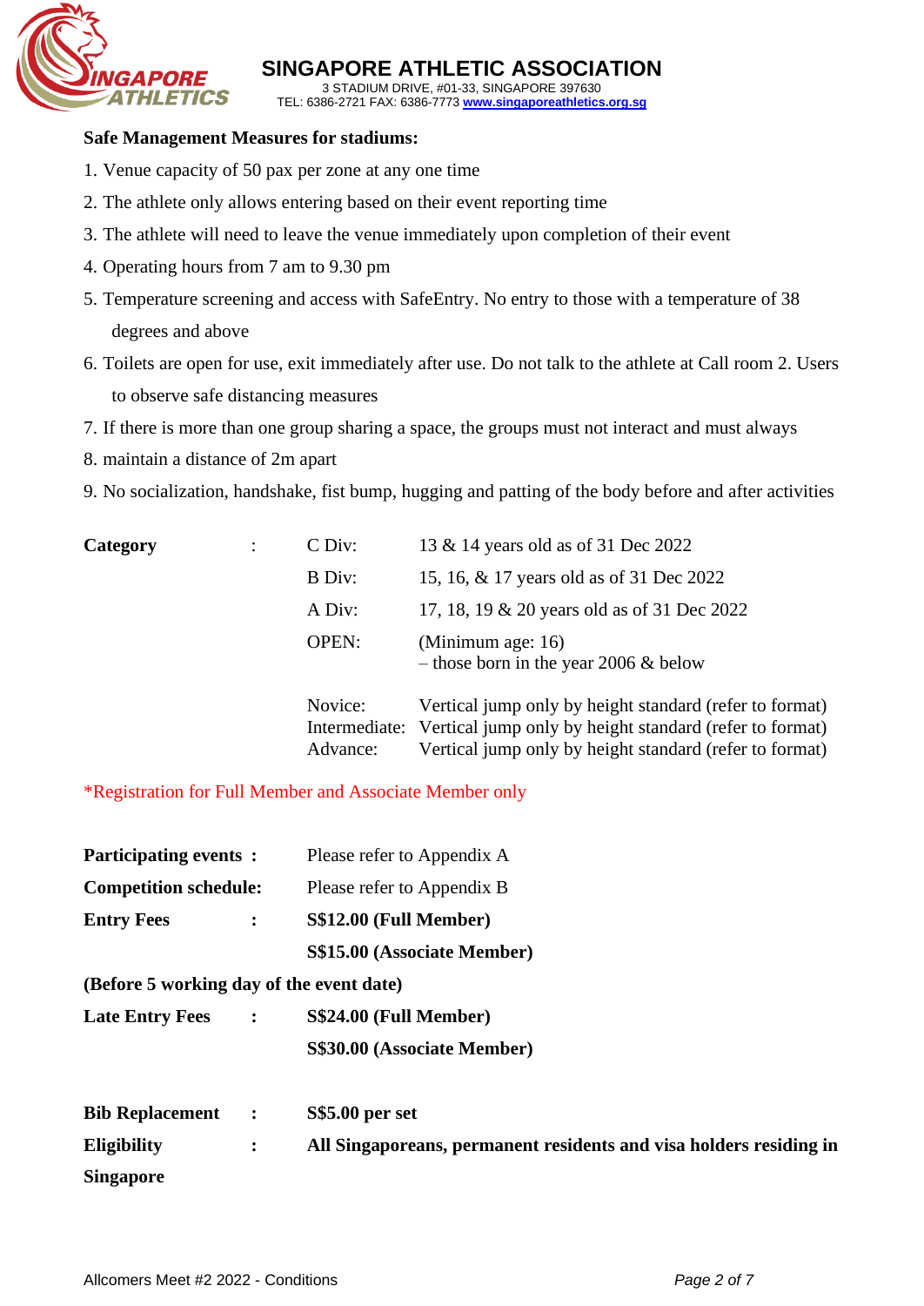**SINGAPORE ATHLETIC ASSOCIATION**
3 STADIUM DRIVE, #01-33, SINGAPORE 397630
TEL: 6386-2721 FAX: 6386-7773 www.singaporeathletics.org.sg

**Safe Management Measures for stadiums:**

1. Venue capacity of 50 pax per zone at any one time
2. The athlete only allows entering based on their event reporting time
3. The athlete will need to leave the venue immediately upon completion of their event
4. Operating hours from 7 am to 9.30 pm
5. Temperature screening and access with SafeEntry. No entry to those with a temperature of 38 degrees and above
6. Toilets are open for use, exit immediately after use. Do not talk to the athlete at Call room 2. Users to observe safe distancing measures
7. If there is more than one group sharing a space, the groups must not interact and must always
8. maintain a distance of 2m apart
9. No socialization, handshake, fist bump, hugging and patting of the body before and after activities

| **Category** | : | C Div: | 13 & 14 years old as of 31 Dec 2022 |
|---|---|---|---|
| | | B Div: | 15, 16, & 17 years old as of 31 Dec 2022 |
| | | A Div: | 17, 18, 19 & 20 years old as of 31 Dec 2022 |
| | | OPEN: | (Minimum age: 16) – those born in the year 2006 & below |
| | | Novice: | Vertical jump only by height standard (refer to format) |
| | | Intermediate: | Vertical jump only by height standard (refer to format) |
| | | Advance: | Vertical jump only by height standard (refer to format) |

*Registration for Full Member and Associate Member only

**Participating events :** Please refer to Appendix A

**Competition schedule:** Please refer to Appendix B

**Entry Fees :** **S$12.00 (Full Member)**
**S$15.00 (Associate Member)**

**(Before 5 working day of the event date)**

**Late Entry Fees :** **S$24.00 (Full Member)**
**S$30.00 (Associate Member)**

**Bib Replacement :** **S$5.00 per set**

**Eligibility :** **All Singaporeans, permanent residents and visa holders residing in Singapore**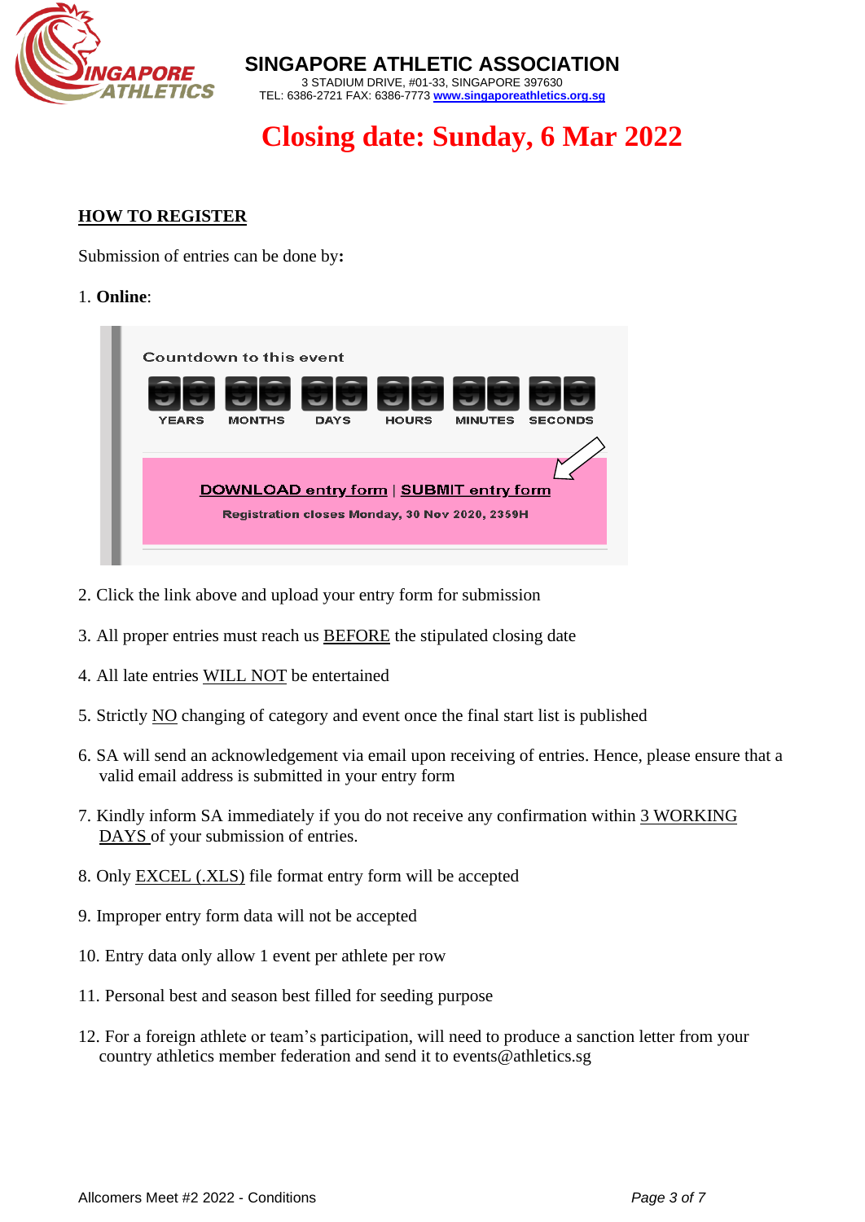**SINGAPORE ATHLETIC ASSOCIATION**
3 STADIUM DRIVE, #01-33, SINGAPORE 397630
TEL: 6386-2721 FAX: 6386-7773 www.singaporeathletics.org.sg

# Closing date: Sunday, 6 Mar 2022

## HOW TO REGISTER

Submission of entries can be done by**:**

1. **Online**:

Countdown to this event

| 99 | 99 | 99 | 99 | 99 | 99 |
|---|---|---|---|---|---|
| YEARS | MONTHS | DAYS | HOURS | MINUTES | SECONDS |

**DOWNLOAD entry form | SUBMIT entry form**

**Registration closes Monday, 30 Nov 2020, 2359H**

2. Click the link above and upload your entry form for submission
3. All proper entries must reach us BEFORE the stipulated closing date
4. All late entries WILL NOT be entertained
5. Strictly NO changing of category and event once the final start list is published
6. SA will send an acknowledgement via email upon receiving of entries. Hence, please ensure that a valid email address is submitted in your entry form
7. Kindly inform SA immediately if you do not receive any confirmation within 3 WORKING DAYS of your submission of entries.
8. Only EXCEL (.XLS) file format entry form will be accepted
9. Improper entry form data will not be accepted
10. Entry data only allow 1 event per athlete per row
11. Personal best and season best filled for seeding purpose
12. For a foreign athlete or team's participation, will need to produce a sanction letter from your country athletics member federation and send it to events@athletics.sg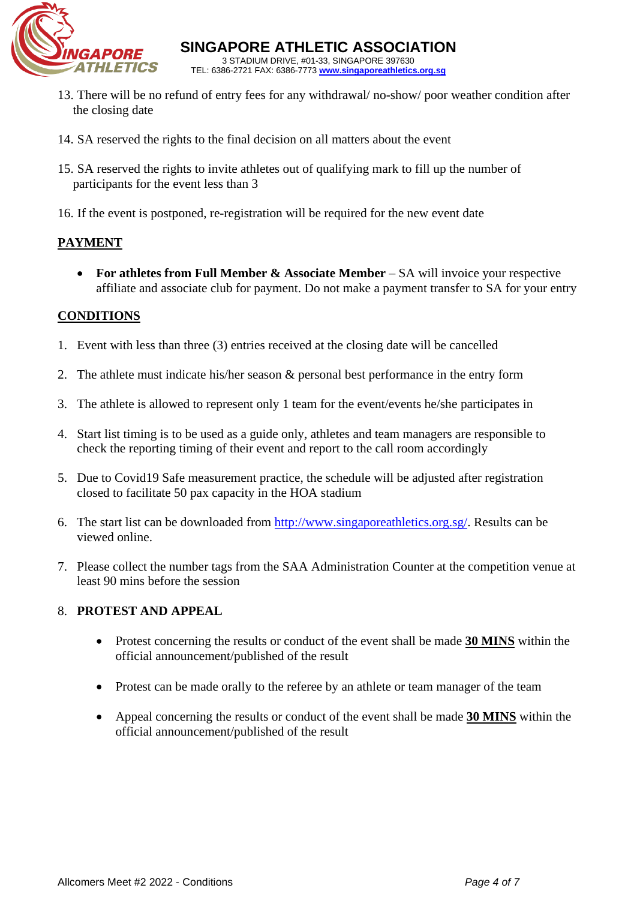13. There will be no refund of entry fees for any withdrawal/ no-show/ poor weather condition after the closing date

14. SA reserved the rights to the final decision on all matters about the event

15. SA reserved the rights to invite athletes out of qualifying mark to fill up the number of participants for the event less than 3

16. If the event is postponed, re-registration will be required for the new event date

## PAYMENT

- **For athletes from Full Member & Associate Member** – SA will invoice your respective affiliate and associate club for payment. Do not make a payment transfer to SA for your entry

## CONDITIONS

1. Event with less than three (3) entries received at the closing date will be cancelled

2. The athlete must indicate his/her season & personal best performance in the entry form

3. The athlete is allowed to represent only 1 team for the event/events he/she participates in

4. Start list timing is to be used as a guide only, athletes and team managers are responsible to check the reporting timing of their event and report to the call room accordingly

5. Due to Covid19 Safe measurement practice, the schedule will be adjusted after registration closed to facilitate 50 pax capacity in the HOA stadium

6. The start list can be downloaded from [http://www.singaporeathletics.org.sg/](http://www.singaporeathletics.org.sg/). Results can be viewed online.

7. Please collect the number tags from the SAA Administration Counter at the competition venue at least 90 mins before the session

8. **PROTEST AND APPEAL**

   - Protest concerning the results or conduct of the event shall be made **30 MINS** within the official announcement/published of the result

   - Protest can be made orally to the referee by an athlete or team manager of the team

   - Appeal concerning the results or conduct of the event shall be made **30 MINS** within the official announcement/published of the result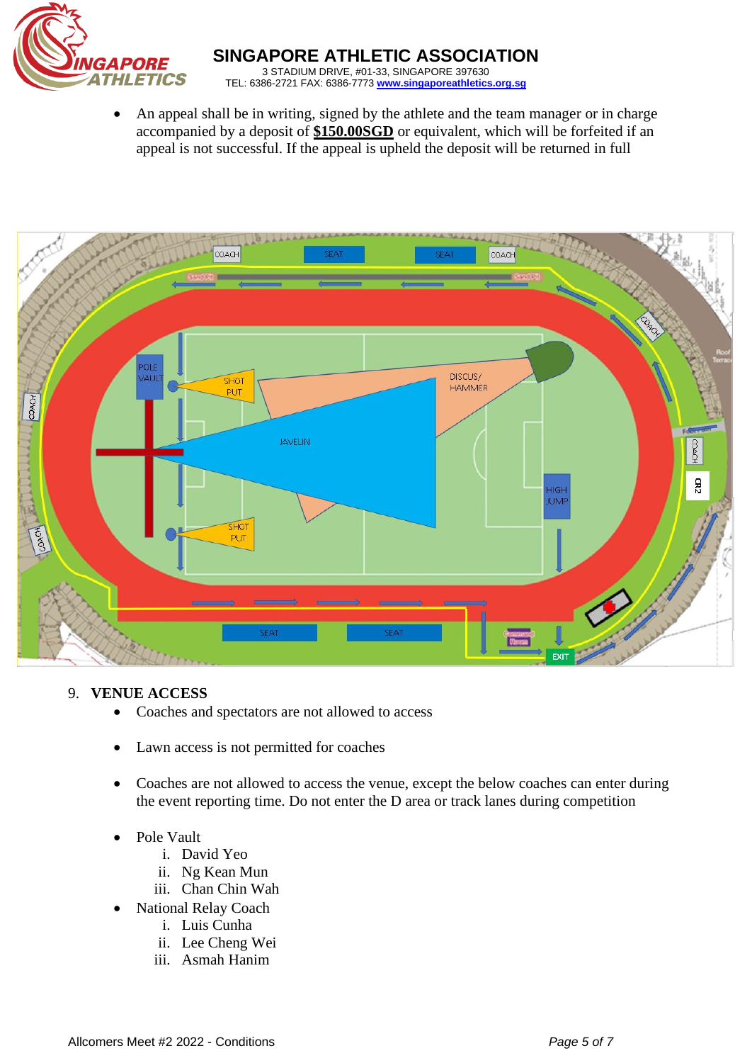- An appeal shall be in writing, signed by the athlete and the team manager or in charge accompanied by a deposit of **$150.00SGD** or equivalent, which will be forfeited if an appeal is not successful. If the appeal is upheld the deposit will be returned in full

## 9. VENUE ACCESS

- Coaches and spectators are not allowed to access
- Lawn access is not permitted for coaches
- Coaches are not allowed to access the venue, except the below coaches can enter during the event reporting time. Do not enter the D area or track lanes during competition
- Pole Vault
  - i. David Yeo
  - ii. Ng Kean Mun
  - iii. Chan Chin Wah
- National Relay Coach
  - i. Luis Cunha
  - ii. Lee Cheng Wei
  - iii. Asmah Hanim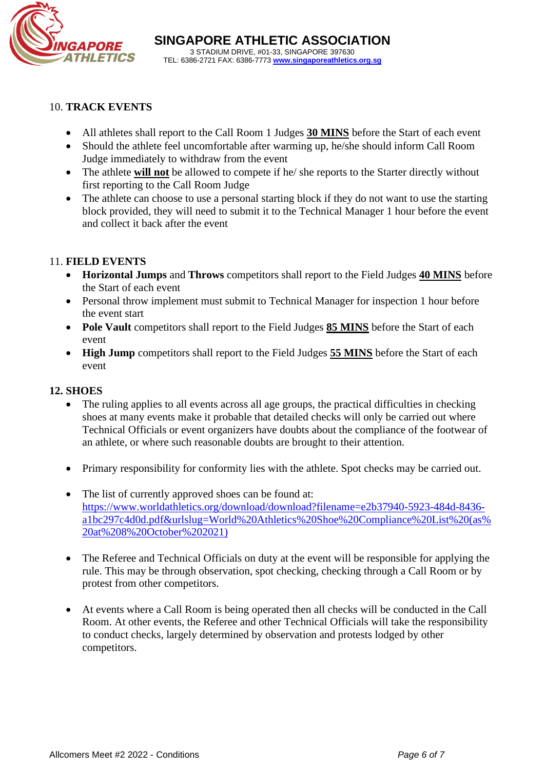10. **TRACK EVENTS**

- All athletes shall report to the Call Room 1 Judges **30 MINS** before the Start of each event
- Should the athlete feel uncomfortable after warming up, he/she should inform Call Room Judge immediately to withdraw from the event
- The athlete **will not** be allowed to compete if he/ she reports to the Starter directly without first reporting to the Call Room Judge
- The athlete can choose to use a personal starting block if they do not want to use the starting block provided, they will need to submit it to the Technical Manager 1 hour before the event and collect it back after the event

11. **FIELD EVENTS**

- **Horizontal Jumps** and **Throws** competitors shall report to the Field Judges **40 MINS** before the Start of each event
- Personal throw implement must submit to Technical Manager for inspection 1 hour before the event start
- **Pole Vault** competitors shall report to the Field Judges **85 MINS** before the Start of each event
- **High Jump** competitors shall report to the Field Judges **55 MINS** before the Start of each event

**12. SHOES**

- The ruling applies to all events across all age groups, the practical difficulties in checking shoes at many events make it probable that detailed checks will only be carried out where Technical Officials or event organizers have doubts about the compliance of the footwear of an athlete, or where such reasonable doubts are brought to their attention.

- Primary responsibility for conformity lies with the athlete. Spot checks may be carried out.

- The list of currently approved shoes can be found at: https://www.worldathletics.org/download/download?filename=e2b37940-5923-484d-8436-a1bc297c4d0d.pdf&urlslug=World%20Athletics%20Shoe%20Compliance%20List%20(as%20at%208%20October%202021)

- The Referee and Technical Officials on duty at the event will be responsible for applying the rule. This may be through observation, spot checking, checking through a Call Room or by protest from other competitors.

- At events where a Call Room is being operated then all checks will be conducted in the Call Room. At other events, the Referee and other Technical Officials will take the responsibility to conduct checks, largely determined by observation and protests lodged by other competitors.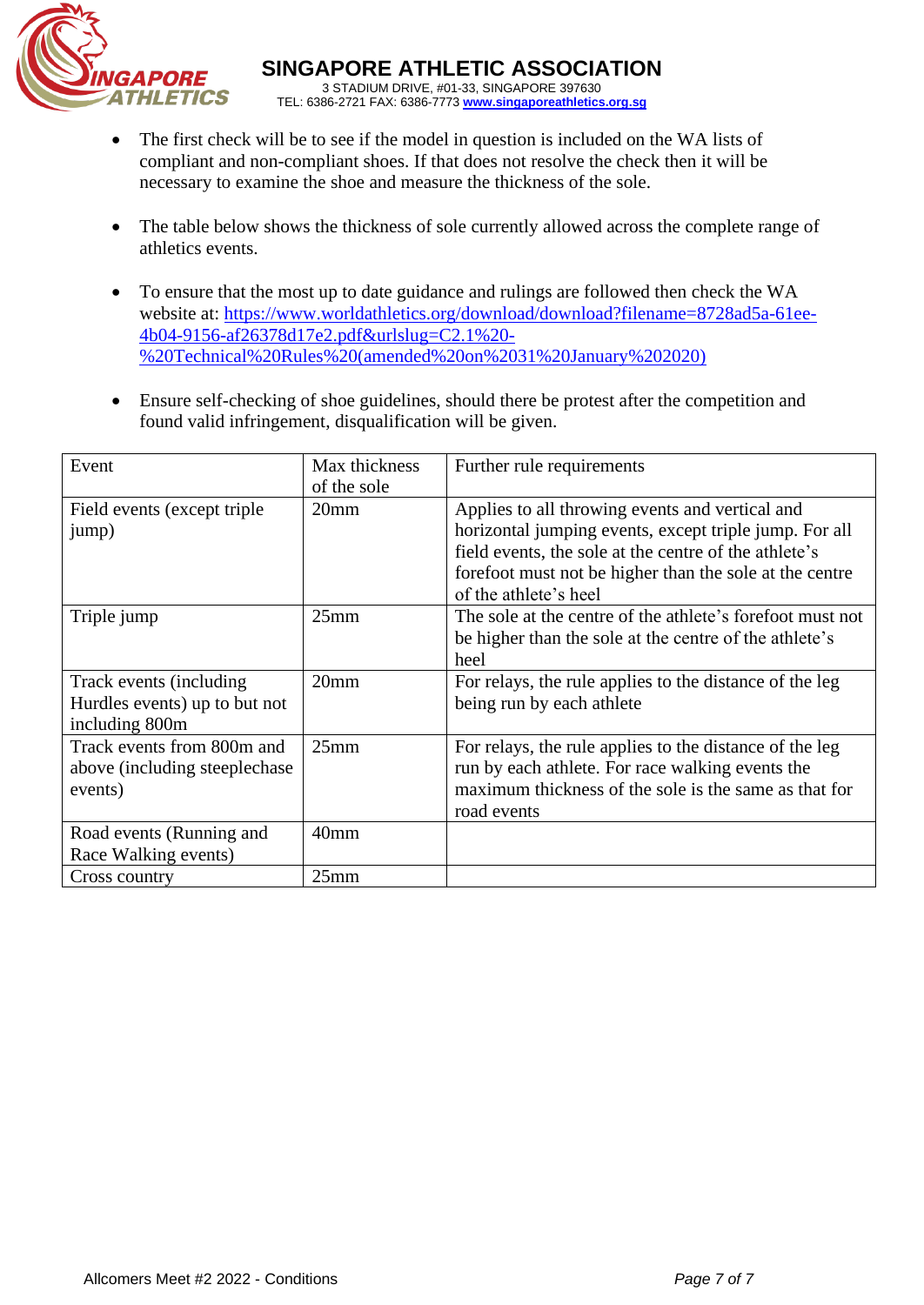- The first check will be to see if the model in question is included on the WA lists of compliant and non-compliant shoes. If that does not resolve the check then it will be necessary to examine the shoe and measure the thickness of the sole.

- The table below shows the thickness of sole currently allowed across the complete range of athletics events.

- To ensure that the most up to date guidance and rulings are followed then check the WA website at: https://www.worldathletics.org/download/download?filename=8728ad5a-61ee-4b04-9156-af26378d17e2.pdf&urlslug=C2.1%20-%20Technical%20Rules%20(amended%20on%2031%20January%202020)

- Ensure self-checking of shoe guidelines, should there be protest after the competition and found valid infringement, disqualification will be given.

| Event | Max thickness of the sole | Further rule requirements |
|---|---|---|
| Field events (except triple jump) | 20mm | Applies to all throwing events and vertical and horizontal jumping events, except triple jump. For all field events, the sole at the centre of the athlete's forefoot must not be higher than the sole at the centre of the athlete's heel |
| Triple jump | 25mm | The sole at the centre of the athlete's forefoot must not be higher than the sole at the centre of the athlete's heel |
| Track events (including Hurdles events) up to but not including 800m | 20mm | For relays, the rule applies to the distance of the leg being run by each athlete |
| Track events from 800m and above (including steeplechase events) | 25mm | For relays, the rule applies to the distance of the leg run by each athlete. For race walking events the maximum thickness of the sole is the same as that for road events |
| Road events (Running and Race Walking events) | 40mm | |
| Cross country | 25mm | |